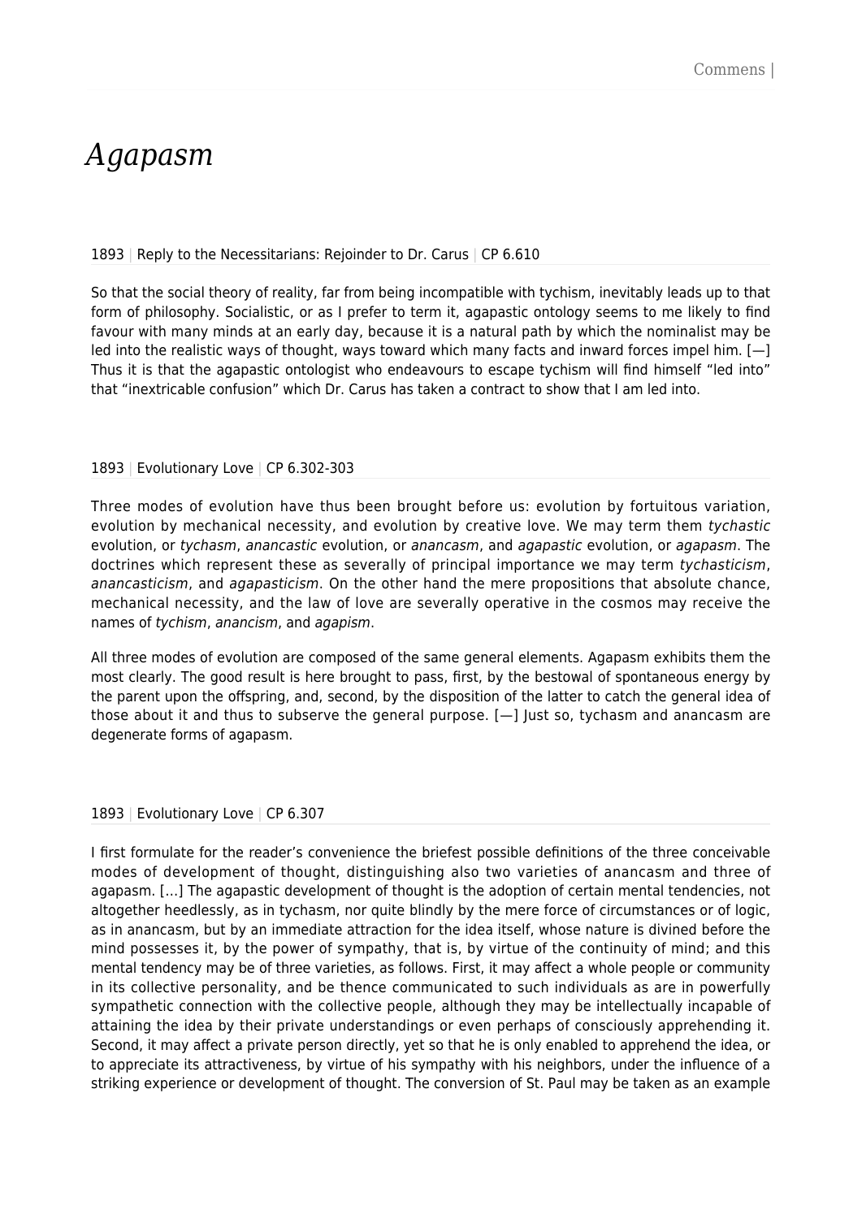# *Agapasm*

1893 | Reply to the Necessitarians: Rejoinder to Dr. Carus | CP 6.610

So that the social theory of reality, far from being incompatible with tychism, inevitably leads up to that form of philosophy. Socialistic, or as I prefer to term it, agapastic ontology seems to me likely to find favour with many minds at an early day, because it is a natural path by which the nominalist may be led into the realistic ways of thought, ways toward which many facts and inward forces impel him. [—] Thus it is that the agapastic ontologist who endeavours to escape tychism will find himself "led into" that "inextricable confusion" which Dr. Carus has taken a contract to show that I am led into.

1893 | Evolutionary Love | CP 6.302-303

Three modes of evolution have thus been brought before us: evolution by fortuitous variation, evolution by mechanical necessity, and evolution by creative love. We may term them *tychastic* evolution, or *tychasm*, *anancastic* evolution, or *anancasm*, and *agapastic* evolution, or *agapasm*. The doctrines which represent these as severally of principal importance we may term *tychasticism*, *anancasticism*, and *agapasticism*. On the other hand the mere propositions that absolute chance, mechanical necessity, and the law of love are severally operative in the cosmos may receive the names of *tychism*, *anancism*, and *agapism*.

All three modes of evolution are composed of the same general elements. Agapasm exhibits them the most clearly. The good result is here brought to pass, first, by the bestowal of spontaneous energy by the parent upon the offspring, and, second, by the disposition of the latter to catch the general idea of those about it and thus to subserve the general purpose. [—] Just so, tychasm and anancasm are degenerate forms of agapasm.

1893 | Evolutionary Love | CP 6.307

I first formulate for the reader's convenience the briefest possible definitions of the three conceivable modes of development of thought, distinguishing also two varieties of anancasm and three of agapasm. […] The agapastic development of thought is the adoption of certain mental tendencies, not altogether heedlessly, as in tychasm, nor quite blindly by the mere force of circumstances or of logic, as in anancasm, but by an immediate attraction for the idea itself, whose nature is divined before the mind possesses it, by the power of sympathy, that is, by virtue of the continuity of mind; and this mental tendency may be of three varieties, as follows. First, it may affect a whole people or community in its collective personality, and be thence communicated to such individuals as are in powerfully sympathetic connection with the collective people, although they may be intellectually incapable of attaining the idea by their private understandings or even perhaps of consciously apprehending it. Second, it may affect a private person directly, yet so that he is only enabled to apprehend the idea, or to appreciate its attractiveness, by virtue of his sympathy with his neighbors, under the influence of a striking experience or development of thought. The conversion of St. Paul may be taken as an example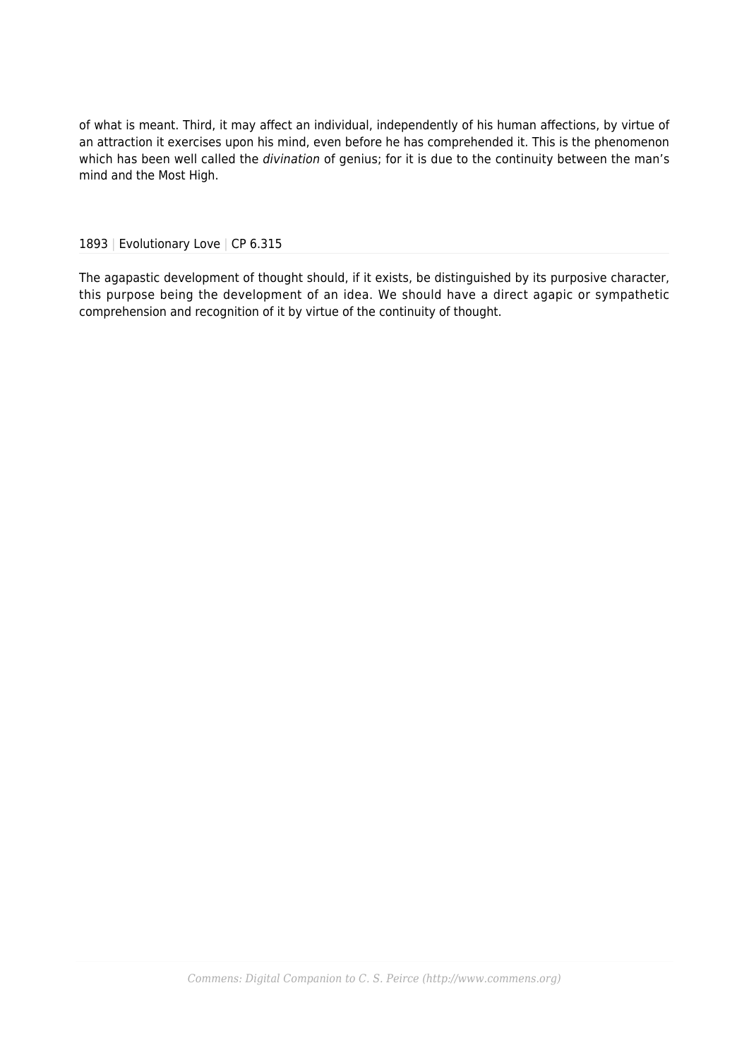of what is meant. Third, it may affect an individual, independently of his human affections, by virtue of an attraction it exercises upon his mind, even before he has comprehended it. This is the phenomenon which has been well called the *divination* of genius; for it is due to the continuity between the man's mind and the Most High.

1893 | Evolutionary Love | CP 6.315

The agapastic development of thought should, if it exists, be distinguished by its purposive character, this purpose being the development of an idea. We should have a direct agapic or sympathetic comprehension and recognition of it by virtue of the continuity of thought.